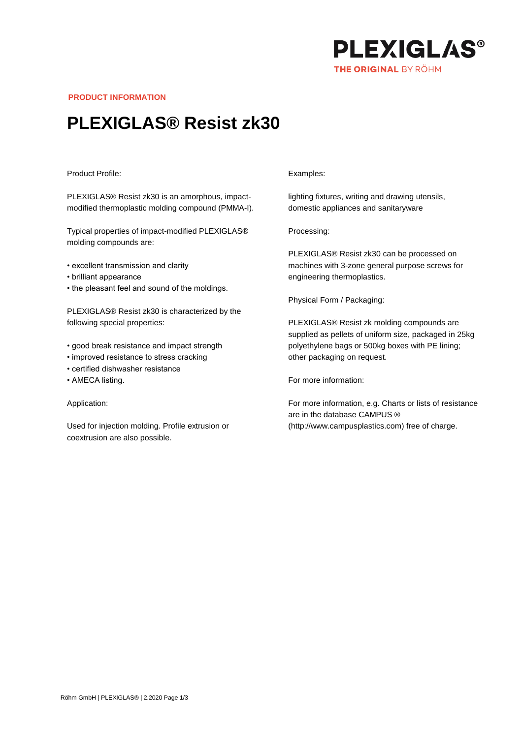PLEXIGLAS®
THE ORIGINAL BY RÖHM

PRODUCT INFORMATION

# PLEXIGLAS® Resist zk30

Product Profile:

PLEXIGLAS® Resist zk30 is an amorphous, impact-modified thermoplastic molding compound (PMMA-I).

Typical properties of impact-modified PLEXIGLAS® molding compounds are:

- excellent transmission and clarity
- brilliant appearance
- the pleasant feel and sound of the moldings.

PLEXIGLAS® Resist zk30 is characterized by the following special properties:

- good break resistance and impact strength
- improved resistance to stress cracking
- certified dishwasher resistance
- AMECA listing.

Application:

Used for injection molding. Profile extrusion or coextrusion are also possible.

Examples:

lighting fixtures, writing and drawing utensils, domestic appliances and sanitaryware

Processing:

PLEXIGLAS® Resist zk30 can be processed on machines with 3-zone general purpose screws for engineering thermoplastics.

Physical Form / Packaging:

PLEXIGLAS® Resist zk molding compounds are supplied as pellets of uniform size, packaged in 25kg polyethylene bags or 500kg boxes with PE lining; other packaging on request.

For more information:

For more information, e.g. Charts or lists of resistance are in the database CAMPUS ® (http://www.campusplastics.com) free of charge.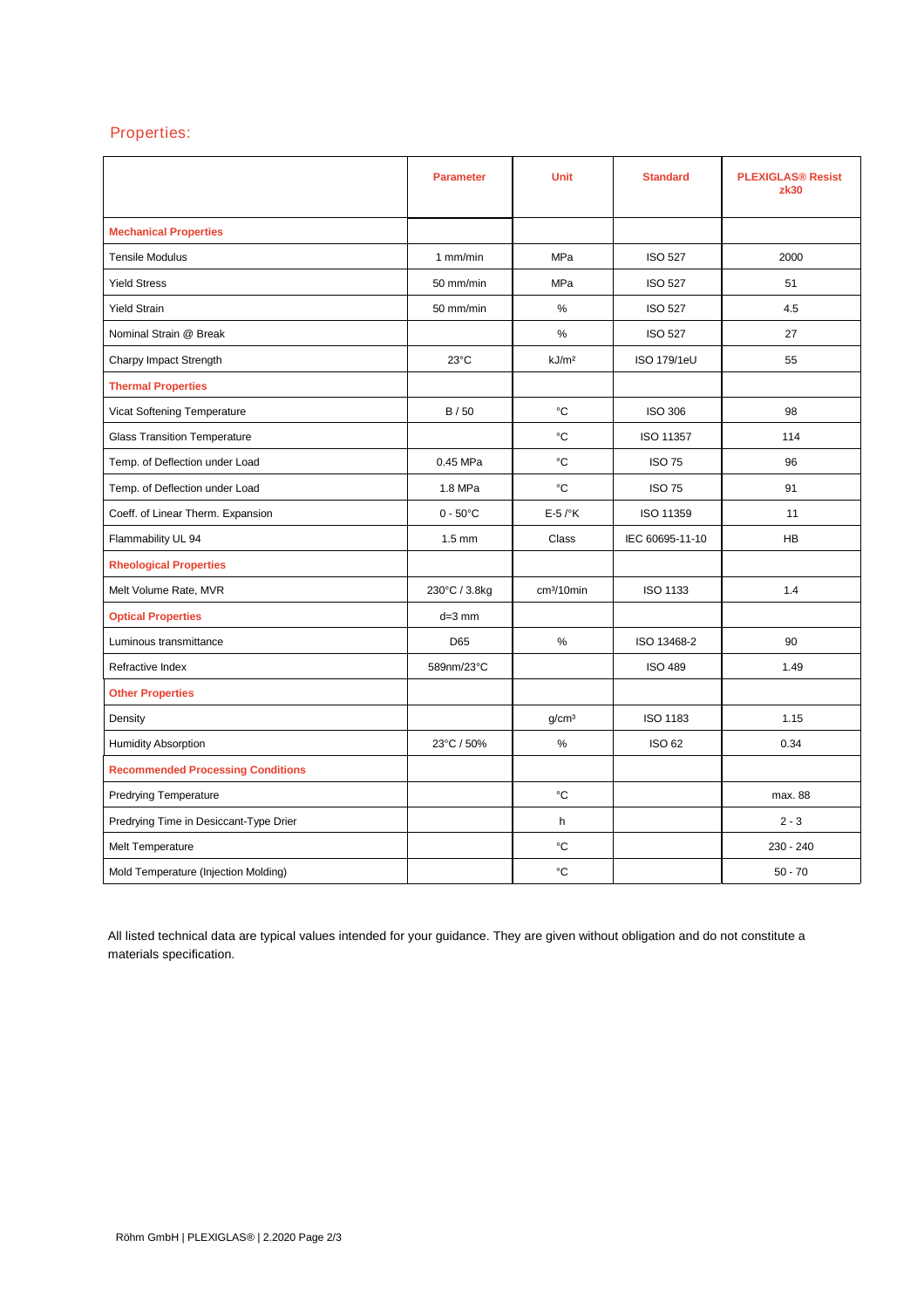## Properties:

| | Parameter | Unit | Standard | PLEXIGLAS® Resist zk30 |
|---|---|---|---|---|
| **Mechanical Properties** | | | | |
| Tensile Modulus | 1 mm/min | MPa | ISO 527 | 2000 |
| Yield Stress | 50 mm/min | MPa | ISO 527 | 51 |
| Yield Strain | 50 mm/min | % | ISO 527 | 4.5 |
| Nominal Strain @ Break | | % | ISO 527 | 27 |
| Charpy Impact Strength | 23°C | kJ/m² | ISO 179/1eU | 55 |
| **Thermal Properties** | | | | |
| Vicat Softening Temperature | B / 50 | °C | ISO 306 | 98 |
| Glass Transition Temperature | | °C | ISO 11357 | 114 |
| Temp. of Deflection under Load | 0.45 MPa | °C | ISO 75 | 96 |
| Temp. of Deflection under Load | 1.8 MPa | °C | ISO 75 | 91 |
| Coeff. of Linear Therm. Expansion | 0 - 50°C | E-5 /°K | ISO 11359 | 11 |
| Flammability UL 94 | 1.5 mm | Class | IEC 60695-11-10 | HB |
| **Rheological Properties** | | | | |
| Melt Volume Rate, MVR | 230°C / 3.8kg | cm³/10min | ISO 1133 | 1.4 |
| **Optical Properties** | d=3 mm | | | |
| Luminous transmittance | D65 | % | ISO 13468-2 | 90 |
| Refractive Index | 589nm/23°C | | ISO 489 | 1.49 |
| **Other Properties** | | | | |
| Density | | g/cm³ | ISO 1183 | 1.15 |
| Humidity Absorption | 23°C / 50% | % | ISO 62 | 0.34 |
| **Recommended Processing Conditions** | | | | |
| Predrying Temperature | | °C | | max. 88 |
| Predrying Time in Desiccant-Type Drier | | h | | 2 - 3 |
| Melt Temperature | | °C | | 230 - 240 |
| Mold Temperature (Injection Molding) | | °C | | 50 - 70 |

All listed technical data are typical values intended for your guidance. They are given without obligation and do not constitute a materials specification.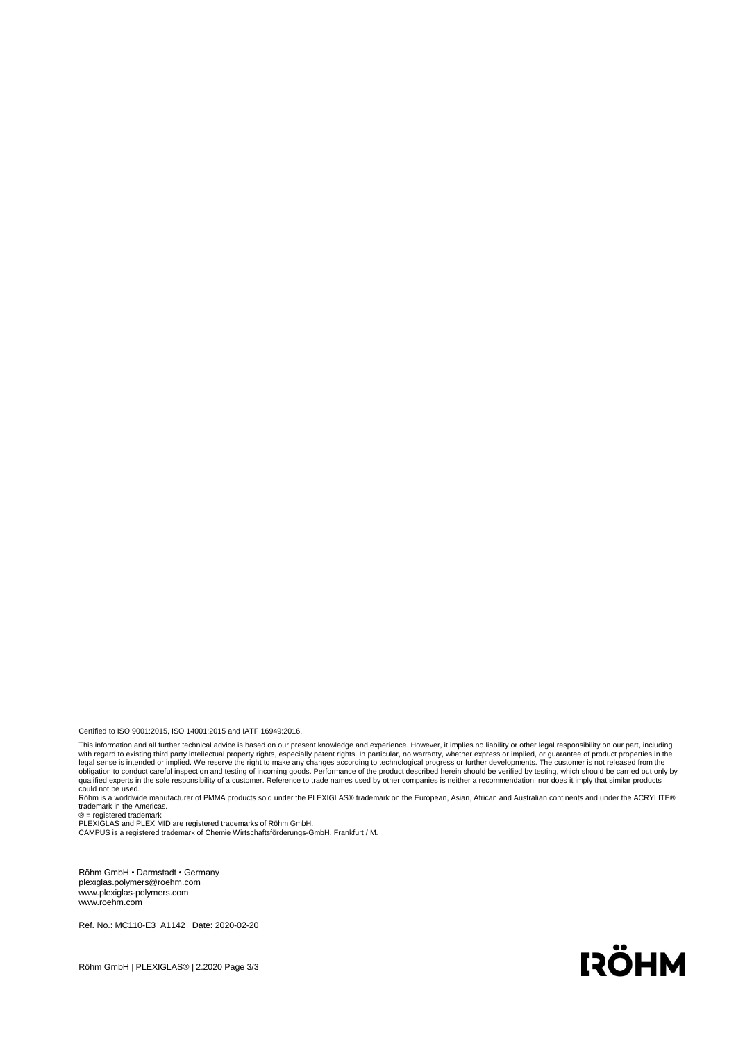Certified to ISO 9001:2015, ISO 14001:2015 and IATF 16949:2016.

This information and all further technical advice is based on our present knowledge and experience. However, it implies no liability or other legal responsibility on our part, including with regard to existing third party intellectual property rights, especially patent rights. In particular, no warranty, whether express or implied, or guarantee of product properties in the legal sense is intended or implied. We reserve the right to make any changes according to technological progress or further developments. The customer is not released from the obligation to conduct careful inspection and testing of incoming goods. Performance of the product described herein should be verified by testing, which should be carried out only by qualified experts in the sole responsibility of a customer. Reference to trade names used by other companies is neither a recommendation, nor does it imply that similar products could not be used.
Röhm is a worldwide manufacturer of PMMA products sold under the PLEXIGLAS® trademark on the European, Asian, African and Australian continents and under the ACRYLITE® trademark in the Americas.
® = registered trademark
PLEXIGLAS and PLEXIMID are registered trademarks of Röhm GmbH.
CAMPUS is a registered trademark of Chemie Wirtschaftsförderungs-GmbH, Frankfurt / M.

Röhm GmbH • Darmstadt • Germany
plexiglas.polymers@roehm.com
www.plexiglas-polymers.com
www.roehm.com

Ref. No.: MC110-E3 A1142 Date: 2020-02-20

RÖHM